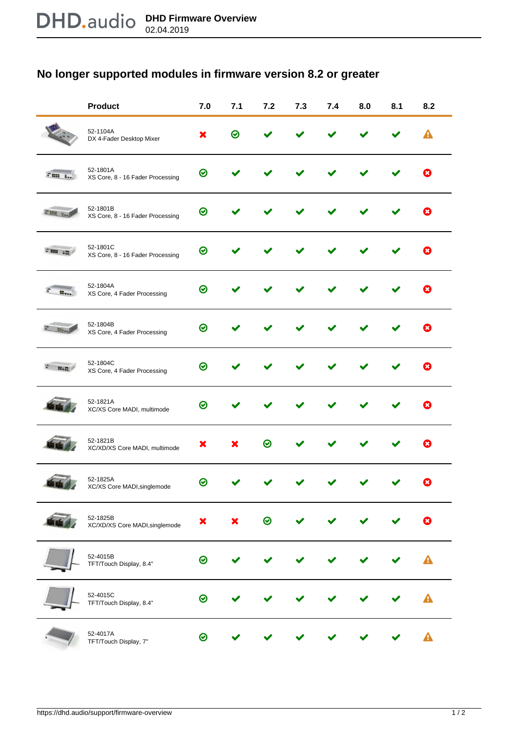# No longer supported modules in firmware version 8.2 or greater

| Product | 7.0 | 7.1 | 7.2 | 7.3 | 7.4 | 8.0 | 8.1 | 8.2 |
|---|---|---|---|---|---|---|---|---|
| 52-1104A<br>DX 4-Fader Desktop Mixer | ✖ | ⊙ | ✔ | ✔ | ✔ | ✔ | ✔ | ⚠ |
| 52-1801A<br>XS Core, 8 - 16 Fader Processing | ⊙ | ✔ | ✔ | ✔ | ✔ | ✔ | ✔ | ⊗ |
| 52-1801B<br>XS Core, 8 - 16 Fader Processing | ⊙ | ✔ | ✔ | ✔ | ✔ | ✔ | ✔ | ⊗ |
| 52-1801C<br>XS Core, 8 - 16 Fader Processing | ⊙ | ✔ | ✔ | ✔ | ✔ | ✔ | ✔ | ⊗ |
| 52-1804A<br>XS Core, 4 Fader Processing | ⊙ | ✔ | ✔ | ✔ | ✔ | ✔ | ✔ | ⊗ |
| 52-1804B<br>XS Core, 4 Fader Processing | ⊙ | ✔ | ✔ | ✔ | ✔ | ✔ | ✔ | ⊗ |
| 52-1804C<br>XS Core, 4 Fader Processing | ⊙ | ✔ | ✔ | ✔ | ✔ | ✔ | ✔ | ⊗ |
| 52-1821A<br>XC/XS Core MADI, multimode | ⊙ | ✔ | ✔ | ✔ | ✔ | ✔ | ✔ | ⊗ |
| 52-1821B<br>XC/XD/XS Core MADI, multimode | ✖ | ✖ | ⊙ | ✔ | ✔ | ✔ | ✔ | ⊗ |
| 52-1825A<br>XC/XS Core MADI,singlemode | ⊙ | ✔ | ✔ | ✔ | ✔ | ✔ | ✔ | ⊗ |
| 52-1825B<br>XC/XD/XS Core MADI,singlemode | ✖ | ✖ | ⊙ | ✔ | ✔ | ✔ | ✔ | ⊗ |
| 52-4015B<br>TFT/Touch Display, 8.4" | ⊙ | ✔ | ✔ | ✔ | ✔ | ✔ | ✔ | ⚠ |
| 52-4015C<br>TFT/Touch Display, 8.4" | ⊙ | ✔ | ✔ | ✔ | ✔ | ✔ | ✔ | ⚠ |
| 52-4017A<br>TFT/Touch Display, 7" | ⊙ | ✔ | ✔ | ✔ | ✔ | ✔ | ✔ | ⚠ |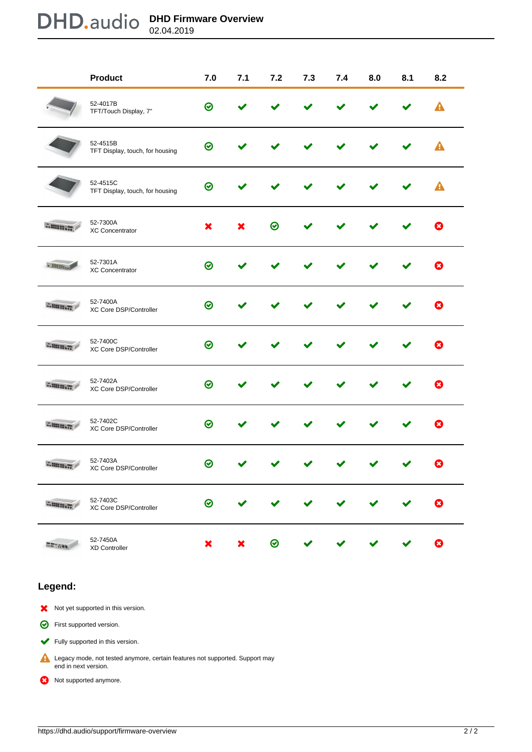| Product | 7.0 | 7.1 | 7.2 | 7.3 | 7.4 | 8.0 | 8.1 | 8.2 |
|---|---|---|---|---|---|---|---|---|
| 52-4017B<br>TFT/Touch Display, 7" | ⊙ | ✔ | ✔ | ✔ | ✔ | ✔ | ✔ | ⚠ |
| 52-4515B<br>TFT Display, touch, for housing | ⊙ | ✔ | ✔ | ✔ | ✔ | ✔ | ✔ | ⚠ |
| 52-4515C<br>TFT Display, touch, for housing | ⊙ | ✔ | ✔ | ✔ | ✔ | ✔ | ✔ | ⚠ |
| 52-7300A<br>XC Concentrator | ✖ | ✖ | ⊙ | ✔ | ✔ | ✔ | ✔ | ⊗ |
| 52-7301A<br>XC Concentrator | ⊙ | ✔ | ✔ | ✔ | ✔ | ✔ | ✔ | ⊗ |
| 52-7400A<br>XC Core DSP/Controller | ⊙ | ✔ | ✔ | ✔ | ✔ | ✔ | ✔ | ⊗ |
| 52-7400C<br>XC Core DSP/Controller | ⊙ | ✔ | ✔ | ✔ | ✔ | ✔ | ✔ | ⊗ |
| 52-7402A<br>XC Core DSP/Controller | ⊙ | ✔ | ✔ | ✔ | ✔ | ✔ | ✔ | ⊗ |
| 52-7402C<br>XC Core DSP/Controller | ⊙ | ✔ | ✔ | ✔ | ✔ | ✔ | ✔ | ⊗ |
| 52-7403A<br>XC Core DSP/Controller | ⊙ | ✔ | ✔ | ✔ | ✔ | ✔ | ✔ | ⊗ |
| 52-7403C<br>XC Core DSP/Controller | ⊙ | ✔ | ✔ | ✔ | ✔ | ✔ | ✔ | ⊗ |
| 52-7450A<br>XD Controller | ✖ | ✖ | ⊙ | ✔ | ✔ | ✔ | ✔ | ⊗ |

## Legend:

- ✖ Not yet supported in this version.
- ⊙ First supported version.
- ✔ Fully supported in this version.
- ⚠ Legacy mode, not tested anymore, certain features not supported. Support may end in next version.
- ⊗ Not supported anymore.